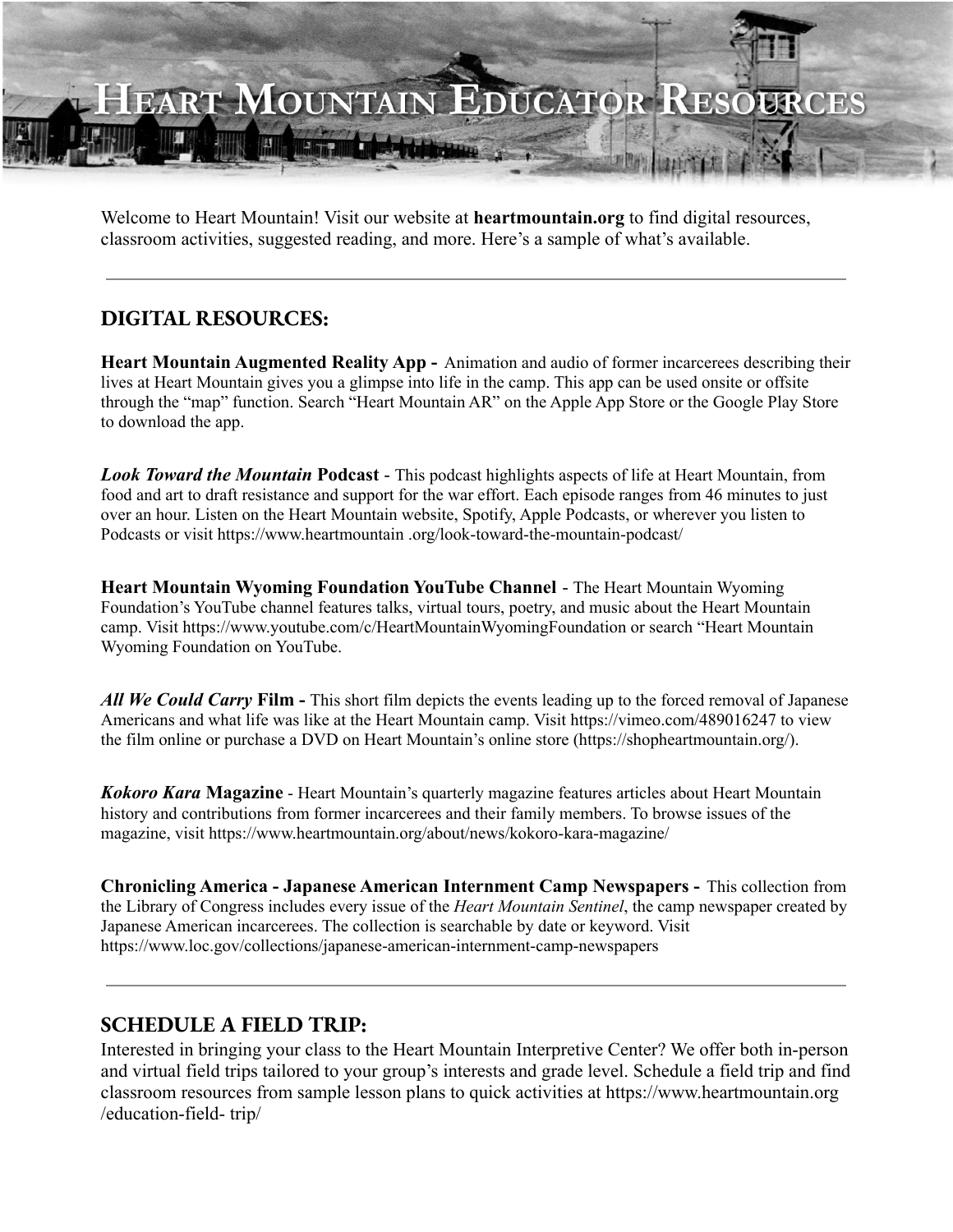# Heart Mountain Educator Resources

Welcome to Heart Mountain! Visit our website at **heartmountain.org** to find digital resources, classroom activities, suggested reading, and more. Here's a sample of what's available.

---

## DIGITAL RESOURCES:

**Heart Mountain Augmented Reality App -** Animation and audio of former incarcerees describing their lives at Heart Mountain gives you a glimpse into life in the camp. This app can be used onsite or offsite through the "map" function. Search "Heart Mountain AR" on the Apple App Store or the Google Play Store to download the app.

***Look Toward the Mountain* Podcast** - This podcast highlights aspects of life at Heart Mountain, from food and art to draft resistance and support for the war effort. Each episode ranges from 46 minutes to just over an hour. Listen on the Heart Mountain website, Spotify, Apple Podcasts, or wherever you listen to Podcasts or visit https://www.heartmountain .org/look-toward-the-mountain-podcast/

**Heart Mountain Wyoming Foundation YouTube Channel** - The Heart Mountain Wyoming Foundation's YouTube channel features talks, virtual tours, poetry, and music about the Heart Mountain camp. Visit https://www.youtube.com/c/HeartMountainWyomingFoundation or search "Heart Mountain Wyoming Foundation on YouTube.

***All We Could Carry* Film -** This short film depicts the events leading up to the forced removal of Japanese Americans and what life was like at the Heart Mountain camp. Visit https://vimeo.com/489016247 to view the film online or purchase a DVD on Heart Mountain's online store (https://shopheartmountain.org/).

***Kokoro Kara* Magazine** - Heart Mountain's quarterly magazine features articles about Heart Mountain history and contributions from former incarcerees and their family members. To browse issues of the magazine, visit https://www.heartmountain.org/about/news/kokoro-kara-magazine/

**Chronicling America - Japanese American Internment Camp Newspapers -** This collection from the Library of Congress includes every issue of the *Heart Mountain Sentinel*, the camp newspaper created by Japanese American incarcerees. The collection is searchable by date or keyword. Visit https://www.loc.gov/collections/japanese-american-internment-camp-newspapers

---

## SCHEDULE A FIELD TRIP:

Interested in bringing your class to the Heart Mountain Interpretive Center? We offer both in-person and virtual field trips tailored to your group's interests and grade level. Schedule a field trip and find classroom resources from sample lesson plans to quick activities at https://www.heartmountain.org /education-field- trip/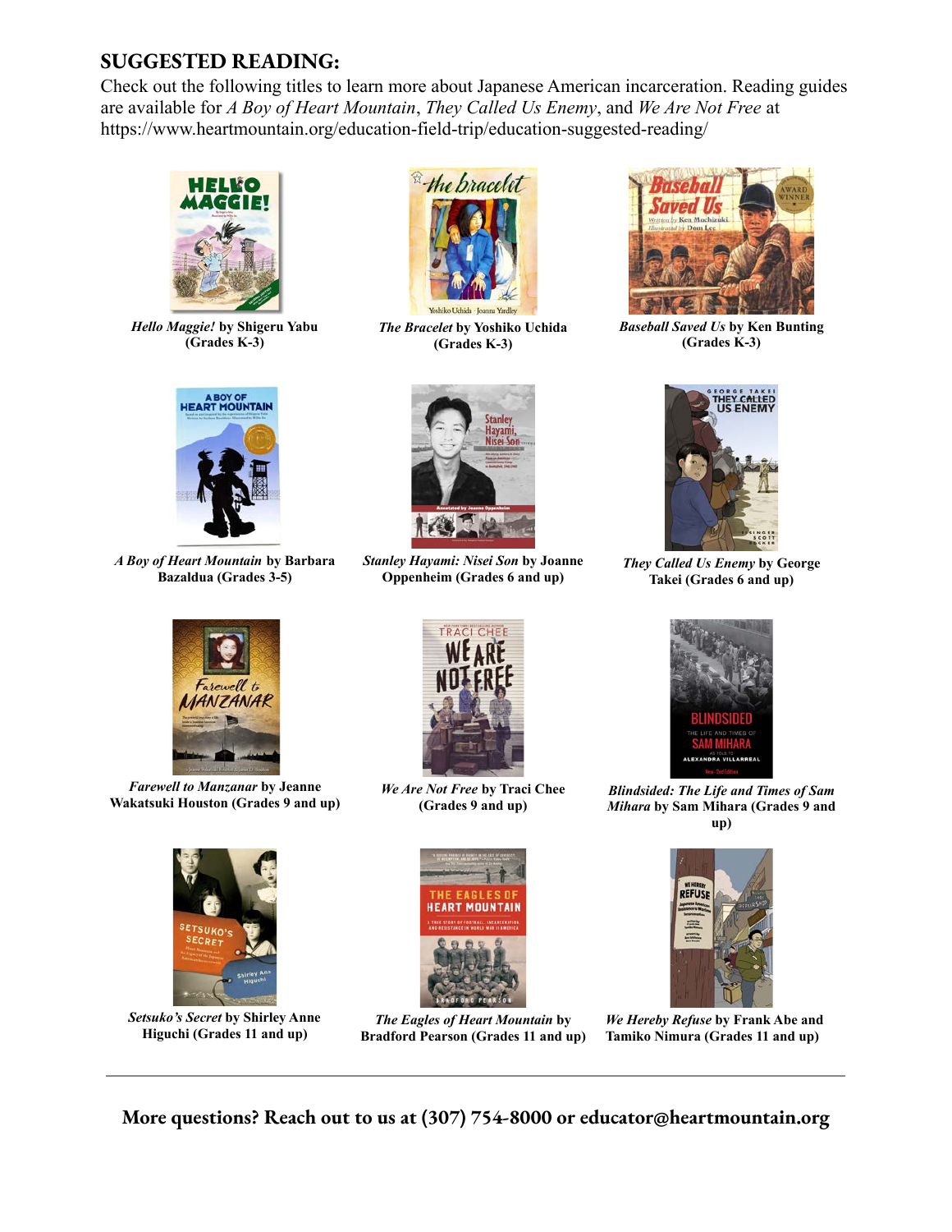## SUGGESTED READING:

Check out the following titles to learn more about Japanese American incarceration. Reading guides are available for *A Boy of Heart Mountain*, *They Called Us Enemy*, and *We Are Not Free* at https://www.heartmountain.org/education-field-trip/education-suggested-reading/

***Hello Maggie!*** **by Shigeru Yabu (Grades K-3)**

***The Bracelet*** **by Yoshiko Uchida (Grades K-3)**

***Baseball Saved Us*** **by Ken Bunting (Grades K-3)**

***A Boy of Heart Mountain*** **by Barbara Bazaldua (Grades 3-5)**

***Stanley Hayami: Nisei Son*** **by Joanne Oppenheim (Grades 6 and up)**

***They Called Us Enemy*** **by George Takei (Grades 6 and up)**

***Farewell to Manzanar*** **by Jeanne Wakatsuki Houston (Grades 9 and up)**

***We Are Not Free*** **by Traci Chee (Grades 9 and up)**

***Blindsided: The Life and Times of Sam Mihara*** **by Sam Mihara (Grades 9 and up)**

***Setsuko's Secret*** **by Shirley Anne Higuchi (Grades 11 and up)**

***The Eagles of Heart Mountain*** **by Bradford Pearson (Grades 11 and up)**

***We Hereby Refuse*** **by Frank Abe and Tamiko Nimura (Grades 11 and up)**

---

**More questions? Reach out to us at (307) 754-8000 or educator@heartmountain.org**